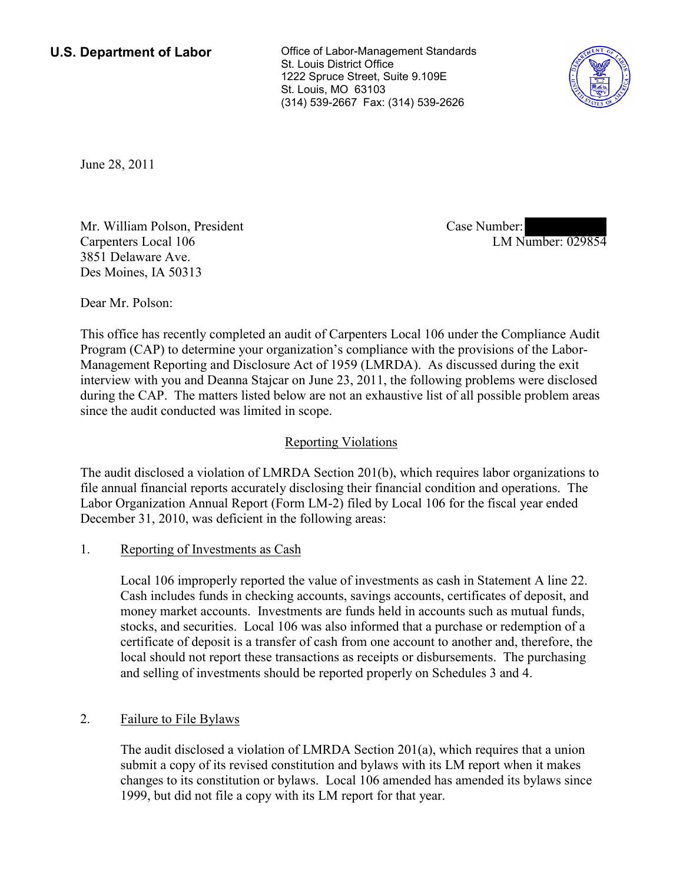**U.S. Department of Labor**

Office of Labor-Management Standards
St. Louis District Office
1222 Spruce Street, Suite 9.109E
St. Louis, MO 63103
(314) 539-2667 Fax: (314) 539-2626

June 28, 2011

Mr. William Polson, President
Carpenters Local 106
3851 Delaware Ave.
Des Moines, IA 50313

Case Number:
LM Number: 029854

Dear Mr. Polson:

This office has recently completed an audit of Carpenters Local 106 under the Compliance Audit Program (CAP) to determine your organization's compliance with the provisions of the Labor-Management Reporting and Disclosure Act of 1959 (LMRDA). As discussed during the exit interview with you and Deanna Stajcar on June 23, 2011, the following problems were disclosed during the CAP. The matters listed below are not an exhaustive list of all possible problem areas since the audit conducted was limited in scope.

## Reporting Violations

The audit disclosed a violation of LMRDA Section 201(b), which requires labor organizations to file annual financial reports accurately disclosing their financial condition and operations. The Labor Organization Annual Report (Form LM-2) filed by Local 106 for the fiscal year ended December 31, 2010, was deficient in the following areas:

1. Reporting of Investments as Cash

   Local 106 improperly reported the value of investments as cash in Statement A line 22. Cash includes funds in checking accounts, savings accounts, certificates of deposit, and money market accounts. Investments are funds held in accounts such as mutual funds, stocks, and securities. Local 106 was also informed that a purchase or redemption of a certificate of deposit is a transfer of cash from one account to another and, therefore, the local should not report these transactions as receipts or disbursements. The purchasing and selling of investments should be reported properly on Schedules 3 and 4.

2. Failure to File Bylaws

   The audit disclosed a violation of LMRDA Section 201(a), which requires that a union submit a copy of its revised constitution and bylaws with its LM report when it makes changes to its constitution or bylaws. Local 106 amended has amended its bylaws since 1999, but did not file a copy with its LM report for that year.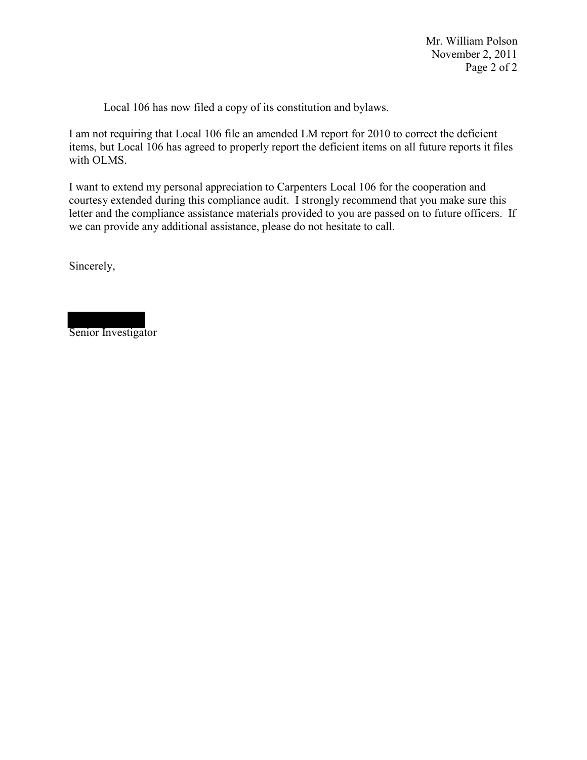Local 106 has now filed a copy of its constitution and bylaws.

I am not requiring that Local 106 file an amended LM report for 2010 to correct the deficient items, but Local 106 has agreed to properly report the deficient items on all future reports it files with OLMS.

I want to extend my personal appreciation to Carpenters Local 106 for the cooperation and courtesy extended during this compliance audit. I strongly recommend that you make sure this letter and the compliance assistance materials provided to you are passed on to future officers. If we can provide any additional assistance, please do not hesitate to call.

Sincerely,

Senior Investigator